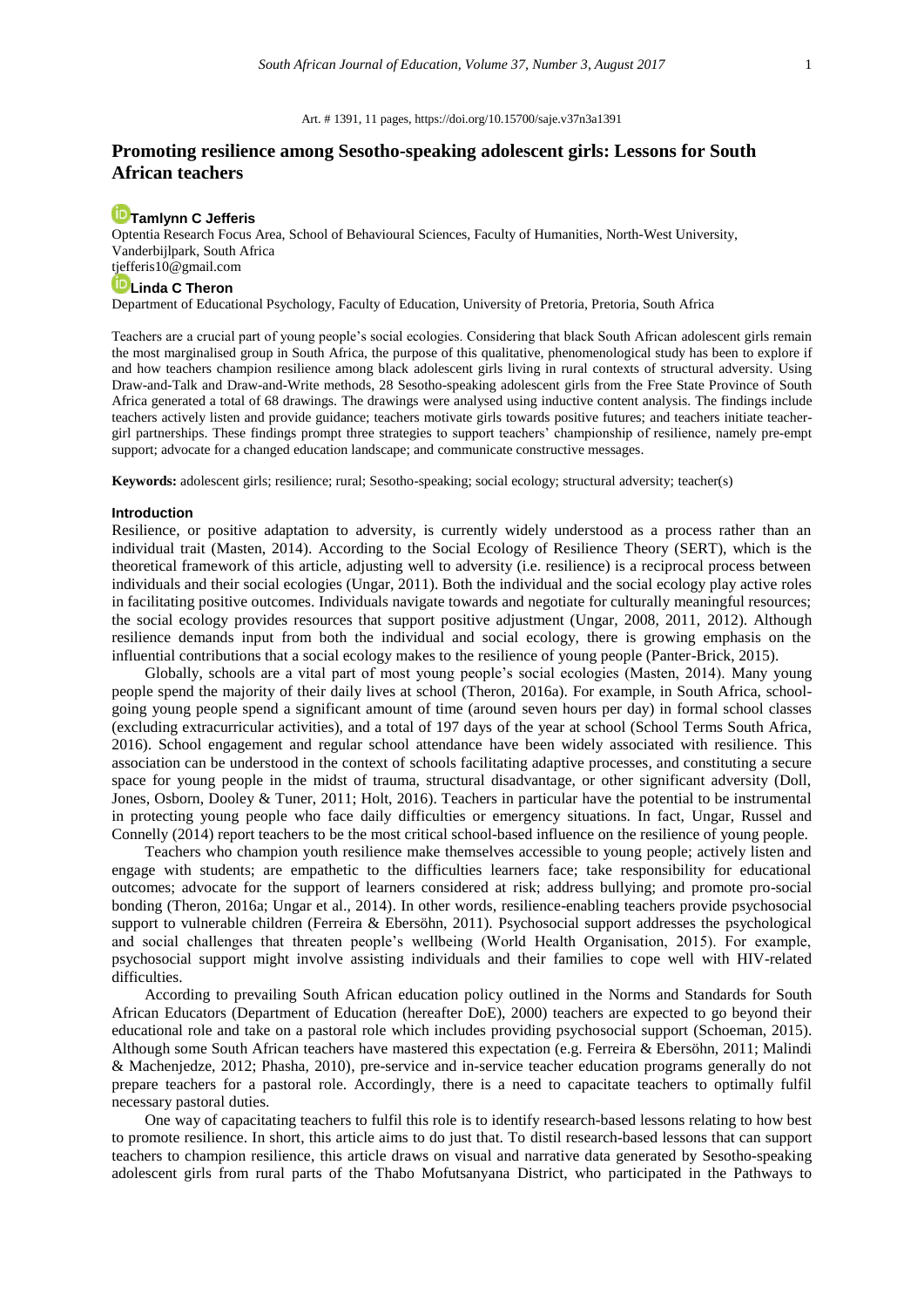Art. # 1391, 11 pages, https://doi.org/10.15700/saje.v37n3a1391

# Promoting resilience among Sesotho-speaking adolescent girls: Lessons for South African teachers

**Tamlynn C Jefferis**

Optentia Research Focus Area, School of Behavioural Sciences, Faculty of Humanities, North-West University, Vanderbijlpark, South Africa
tjefferis10@gmail.com

**Linda C Theron**

Department of Educational Psychology, Faculty of Education, University of Pretoria, Pretoria, South Africa

Teachers are a crucial part of young people's social ecologies. Considering that black South African adolescent girls remain the most marginalised group in South Africa, the purpose of this qualitative, phenomenological study has been to explore if and how teachers champion resilience among black adolescent girls living in rural contexts of structural adversity. Using Draw-and-Talk and Draw-and-Write methods, 28 Sesotho-speaking adolescent girls from the Free State Province of South Africa generated a total of 68 drawings. The drawings were analysed using inductive content analysis. The findings include teachers actively listen and provide guidance; teachers motivate girls towards positive futures; and teachers initiate teacher-girl partnerships. These findings prompt three strategies to support teachers' championship of resilience, namely pre-empt support; advocate for a changed education landscape; and communicate constructive messages.

**Keywords:** adolescent girls; resilience; rural; Sesotho-speaking; social ecology; structural adversity; teacher(s)

## Introduction

Resilience, or positive adaptation to adversity, is currently widely understood as a process rather than an individual trait (Masten, 2014). According to the Social Ecology of Resilience Theory (SERT), which is the theoretical framework of this article, adjusting well to adversity (i.e. resilience) is a reciprocal process between individuals and their social ecologies (Ungar, 2011). Both the individual and the social ecology play active roles in facilitating positive outcomes. Individuals navigate towards and negotiate for culturally meaningful resources; the social ecology provides resources that support positive adjustment (Ungar, 2008, 2011, 2012). Although resilience demands input from both the individual and social ecology, there is growing emphasis on the influential contributions that a social ecology makes to the resilience of young people (Panter-Brick, 2015).

Globally, schools are a vital part of most young people's social ecologies (Masten, 2014). Many young people spend the majority of their daily lives at school (Theron, 2016a). For example, in South Africa, school-going young people spend a significant amount of time (around seven hours per day) in formal school classes (excluding extracurricular activities), and a total of 197 days of the year at school (School Terms South Africa, 2016). School engagement and regular school attendance have been widely associated with resilience. This association can be understood in the context of schools facilitating adaptive processes, and constituting a secure space for young people in the midst of trauma, structural disadvantage, or other significant adversity (Doll, Jones, Osborn, Dooley & Tuner, 2011; Holt, 2016). Teachers in particular have the potential to be instrumental in protecting young people who face daily difficulties or emergency situations. In fact, Ungar, Russel and Connelly (2014) report teachers to be the most critical school-based influence on the resilience of young people.

Teachers who champion youth resilience make themselves accessible to young people; actively listen and engage with students; are empathetic to the difficulties learners face; take responsibility for educational outcomes; advocate for the support of learners considered at risk; address bullying; and promote pro-social bonding (Theron, 2016a; Ungar et al., 2014). In other words, resilience-enabling teachers provide psychosocial support to vulnerable children (Ferreira & Ebersöhn, 2011). Psychosocial support addresses the psychological and social challenges that threaten people's wellbeing (World Health Organisation, 2015). For example, psychosocial support might involve assisting individuals and their families to cope well with HIV-related difficulties.

According to prevailing South African education policy outlined in the Norms and Standards for South African Educators (Department of Education (hereafter DoE), 2000) teachers are expected to go beyond their educational role and take on a pastoral role which includes providing psychosocial support (Schoeman, 2015). Although some South African teachers have mastered this expectation (e.g. Ferreira & Ebersöhn, 2011; Malindi & Machenjedze, 2012; Phasha, 2010), pre-service and in-service teacher education programs generally do not prepare teachers for a pastoral role. Accordingly, there is a need to capacitate teachers to optimally fulfil necessary pastoral duties.

One way of capacitating teachers to fulfil this role is to identify research-based lessons relating to how best to promote resilience. In short, this article aims to do just that. To distil research-based lessons that can support teachers to champion resilience, this article draws on visual and narrative data generated by Sesotho-speaking adolescent girls from rural parts of the Thabo Mofutsanyana District, who participated in the Pathways to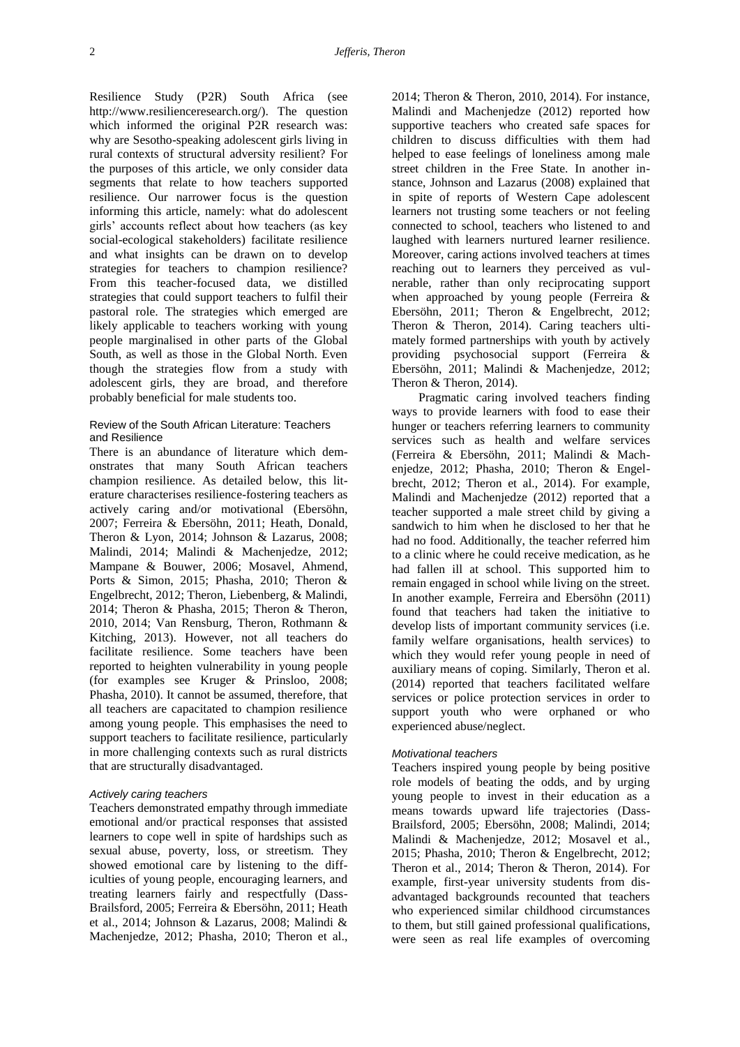Resilience Study (P2R) South Africa (see http://www.resilienceresearch.org/). The question which informed the original P2R research was: why are Sesotho-speaking adolescent girls living in rural contexts of structural adversity resilient? For the purposes of this article, we only consider data segments that relate to how teachers supported resilience. Our narrower focus is the question informing this article, namely: what do adolescent girls' accounts reflect about how teachers (as key social-ecological stakeholders) facilitate resilience and what insights can be drawn on to develop strategies for teachers to champion resilience? From this teacher-focused data, we distilled strategies that could support teachers to fulfil their pastoral role. The strategies which emerged are likely applicable to teachers working with young people marginalised in other parts of the Global South, as well as those in the Global North. Even though the strategies flow from a study with adolescent girls, they are broad, and therefore probably beneficial for male students too.

## Review of the South African Literature: Teachers and Resilience

There is an abundance of literature which demonstrates that many South African teachers champion resilience. As detailed below, this literature characterises resilience-fostering teachers as actively caring and/or motivational (Ebersöhn, 2007; Ferreira & Ebersöhn, 2011; Heath, Donald, Theron & Lyon, 2014; Johnson & Lazarus, 2008; Malindi, 2014; Malindi & Machenjedze, 2012; Mampane & Bouwer, 2006; Mosavel, Ahmend, Ports & Simon, 2015; Phasha, 2010; Theron & Engelbrecht, 2012; Theron, Liebenberg, & Malindi, 2014; Theron & Phasha, 2015; Theron & Theron, 2010, 2014; Van Rensburg, Theron, Rothmann & Kitching, 2013). However, not all teachers do facilitate resilience. Some teachers have been reported to heighten vulnerability in young people (for examples see Kruger & Prinsloo, 2008; Phasha, 2010). It cannot be assumed, therefore, that all teachers are capacitated to champion resilience among young people. This emphasises the need to support teachers to facilitate resilience, particularly in more challenging contexts such as rural districts that are structurally disadvantaged.

### *Actively caring teachers*

Teachers demonstrated empathy through immediate emotional and/or practical responses that assisted learners to cope well in spite of hardships such as sexual abuse, poverty, loss, or streetism. They showed emotional care by listening to the difficulties of young people, encouraging learners, and treating learners fairly and respectfully (Dass-Brailsford, 2005; Ferreira & Ebersöhn, 2011; Heath et al., 2014; Johnson & Lazarus, 2008; Malindi & Machenjedze, 2012; Phasha, 2010; Theron et al., 2014; Theron & Theron, 2010, 2014). For instance, Malindi and Machenjedze (2012) reported how supportive teachers who created safe spaces for children to discuss difficulties with them had helped to ease feelings of loneliness among male street children in the Free State. In another instance, Johnson and Lazarus (2008) explained that in spite of reports of Western Cape adolescent learners not trusting some teachers or not feeling connected to school, teachers who listened to and laughed with learners nurtured learner resilience. Moreover, caring actions involved teachers at times reaching out to learners they perceived as vulnerable, rather than only reciprocating support when approached by young people (Ferreira & Ebersöhn, 2011; Theron & Engelbrecht, 2012; Theron & Theron, 2014). Caring teachers ultimately formed partnerships with youth by actively providing psychosocial support (Ferreira & Ebersöhn, 2011; Malindi & Machenjedze, 2012; Theron & Theron, 2014).

Pragmatic caring involved teachers finding ways to provide learners with food to ease their hunger or teachers referring learners to community services such as health and welfare services (Ferreira & Ebersöhn, 2011; Malindi & Machenjedze, 2012; Phasha, 2010; Theron & Engelbrecht, 2012; Theron et al., 2014). For example, Malindi and Machenjedze (2012) reported that a teacher supported a male street child by giving a sandwich to him when he disclosed to her that he had no food. Additionally, the teacher referred him to a clinic where he could receive medication, as he had fallen ill at school. This supported him to remain engaged in school while living on the street. In another example, Ferreira and Ebersöhn (2011) found that teachers had taken the initiative to develop lists of important community services (i.e. family welfare organisations, health services) to which they would refer young people in need of auxiliary means of coping. Similarly, Theron et al. (2014) reported that teachers facilitated welfare services or police protection services in order to support youth who were orphaned or who experienced abuse/neglect.

### *Motivational teachers*

Teachers inspired young people by being positive role models of beating the odds, and by urging young people to invest in their education as a means towards upward life trajectories (Dass-Brailsford, 2005; Ebersöhn, 2008; Malindi, 2014; Malindi & Machenjedze, 2012; Mosavel et al., 2015; Phasha, 2010; Theron & Engelbrecht, 2012; Theron et al., 2014; Theron & Theron, 2014). For example, first-year university students from disadvantaged backgrounds recounted that teachers who experienced similar childhood circumstances to them, but still gained professional qualifications, were seen as real life examples of overcoming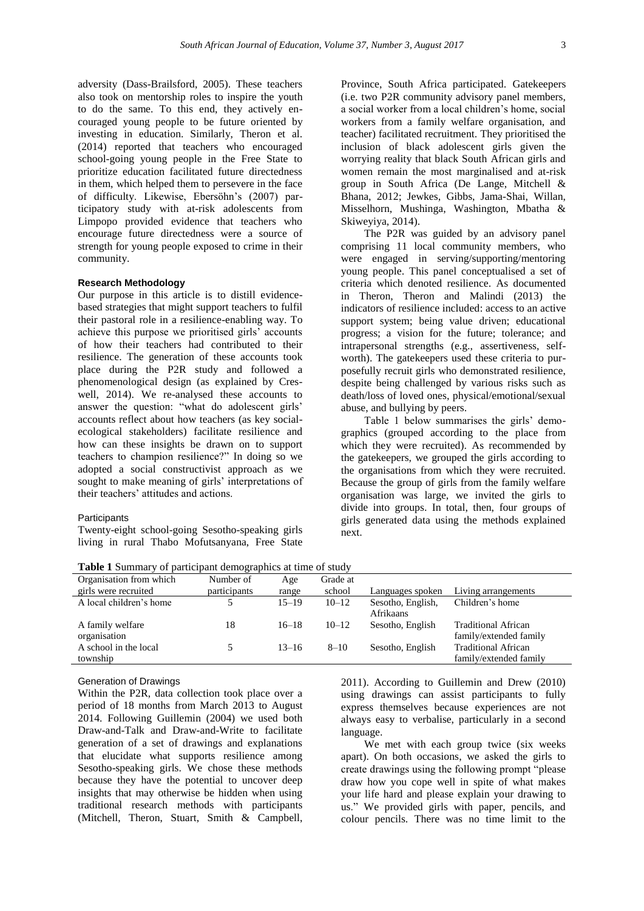adversity (Dass-Brailsford, 2005). These teachers also took on mentorship roles to inspire the youth to do the same. To this end, they actively encouraged young people to be future oriented by investing in education. Similarly, Theron et al. (2014) reported that teachers who encouraged school-going young people in the Free State to prioritize education facilitated future directedness in them, which helped them to persevere in the face of difficulty. Likewise, Ebersöhn's (2007) participatory study with at-risk adolescents from Limpopo provided evidence that teachers who encourage future directedness were a source of strength for young people exposed to crime in their community.

## Research Methodology

Our purpose in this article is to distill evidence-based strategies that might support teachers to fulfil their pastoral role in a resilience-enabling way. To achieve this purpose we prioritised girls' accounts of how their teachers had contributed to their resilience. The generation of these accounts took place during the P2R study and followed a phenomenological design (as explained by Creswell, 2014). We re-analysed these accounts to answer the question: "what do adolescent girls' accounts reflect about how teachers (as key social-ecological stakeholders) facilitate resilience and how can these insights be drawn on to support teachers to champion resilience?" In doing so we adopted a social constructivist approach as we sought to make meaning of girls' interpretations of their teachers' attitudes and actions.

### Participants

Twenty-eight school-going Sesotho-speaking girls living in rural Thabo Mofutsanyana, Free State Province, South Africa participated. Gatekeepers (i.e. two P2R community advisory panel members, a social worker from a local children's home, social workers from a family welfare organisation, and teacher) facilitated recruitment. They prioritised the inclusion of black adolescent girls given the worrying reality that black South African girls and women remain the most marginalised and at-risk group in South Africa (De Lange, Mitchell & Bhana, 2012; Jewkes, Gibbs, Jama-Shai, Willan, Misselhorn, Mushinga, Washington, Mbatha & Skiweyiya, 2014).

The P2R was guided by an advisory panel comprising 11 local community members, who were engaged in serving/supporting/mentoring young people. This panel conceptualised a set of criteria which denoted resilience. As documented in Theron, Theron and Malindi (2013) the indicators of resilience included: access to an active support system; being value driven; educational progress; a vision for the future; tolerance; and intrapersonal strengths (e.g., assertiveness, self-worth). The gatekeepers used these criteria to purposefully recruit girls who demonstrated resilience, despite being challenged by various risks such as death/loss of loved ones, physical/emotional/sexual abuse, and bullying by peers.

Table 1 below summarises the girls' demographics (grouped according to the place from which they were recruited). As recommended by the gatekeepers, we grouped the girls according to the organisations from which they were recruited. Because the group of girls from the family welfare organisation was large, we invited the girls to divide into groups. In total, then, four groups of girls generated data using the methods explained next.

**Table 1** Summary of participant demographics at time of study

| Organisation from which girls were recruited | Number of participants | Age range | Grade at school | Languages spoken | Living arrangements |
|---|---|---|---|---|---|
| A local children's home | 5 | 15–19 | 10–12 | Sesotho, English, Afrikaans | Children's home |
| A family welfare organisation | 18 | 16–18 | 10–12 | Sesotho, English | Traditional African family/extended family |
| A school in the local township | 5 | 13–16 | 8–10 | Sesotho, English | Traditional African family/extended family |

### Generation of Drawings

Within the P2R, data collection took place over a period of 18 months from March 2013 to August 2014. Following Guillemin (2004) we used both Draw-and-Talk and Draw-and-Write to facilitate generation of a set of drawings and explanations that elucidate what supports resilience among Sesotho-speaking girls. We chose these methods because they have the potential to uncover deep insights that may otherwise be hidden when using traditional research methods with participants (Mitchell, Theron, Stuart, Smith & Campbell, 2011). According to Guillemin and Drew (2010) using drawings can assist participants to fully express themselves because experiences are not always easy to verbalise, particularly in a second language.

We met with each group twice (six weeks apart). On both occasions, we asked the girls to create drawings using the following prompt "please draw how you cope well in spite of what makes your life hard and please explain your drawing to us." We provided girls with paper, pencils, and colour pencils. There was no time limit to the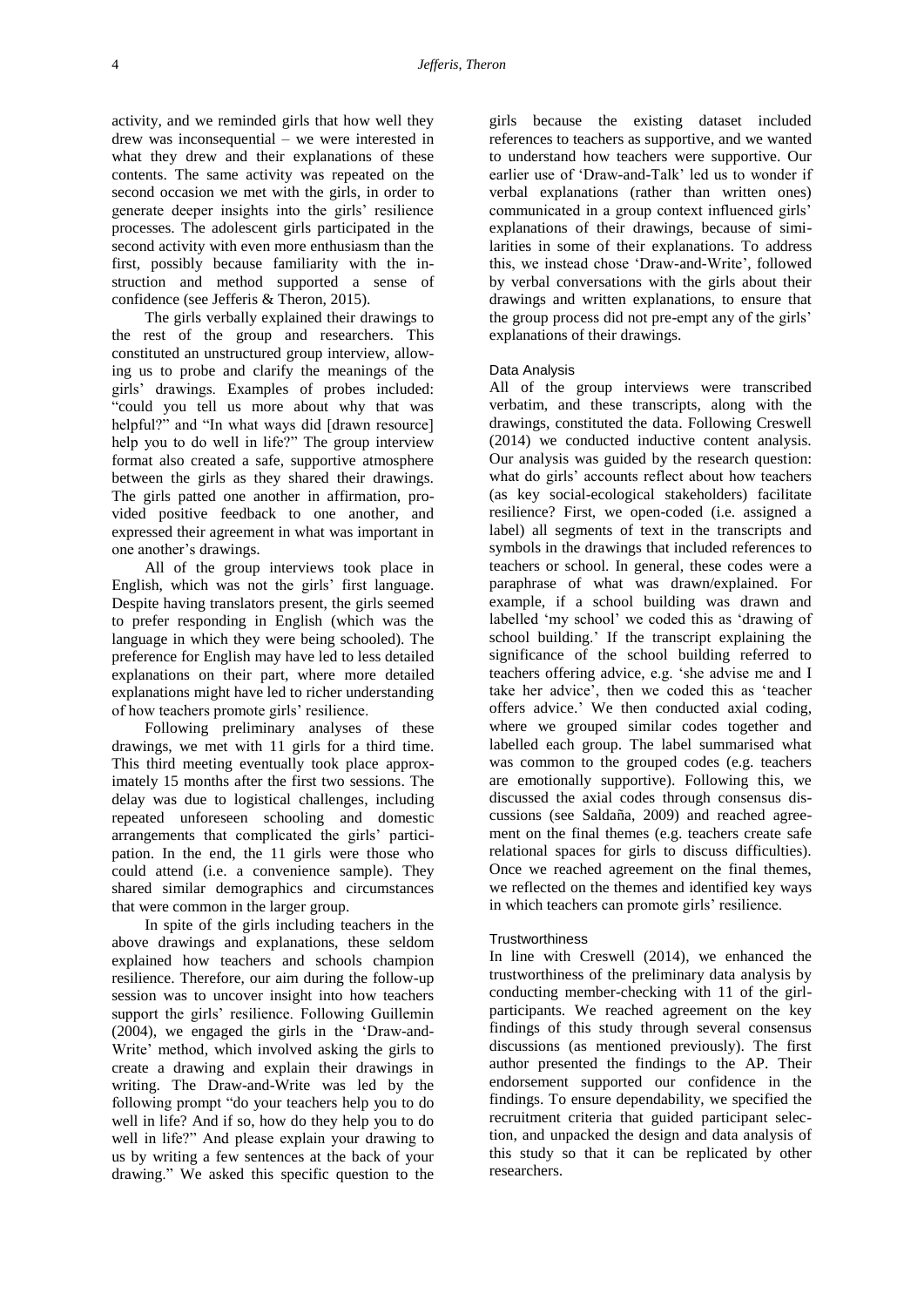activity, and we reminded girls that how well they drew was inconsequential – we were interested in what they drew and their explanations of these contents. The same activity was repeated on the second occasion we met with the girls, in order to generate deeper insights into the girls' resilience processes. The adolescent girls participated in the second activity with even more enthusiasm than the first, possibly because familiarity with the instruction and method supported a sense of confidence (see Jefferis & Theron, 2015).

The girls verbally explained their drawings to the rest of the group and researchers. This constituted an unstructured group interview, allowing us to probe and clarify the meanings of the girls' drawings. Examples of probes included: "could you tell us more about why that was helpful?" and "In what ways did [drawn resource] help you to do well in life?" The group interview format also created a safe, supportive atmosphere between the girls as they shared their drawings. The girls patted one another in affirmation, provided positive feedback to one another, and expressed their agreement in what was important in one another's drawings.

All of the group interviews took place in English, which was not the girls' first language. Despite having translators present, the girls seemed to prefer responding in English (which was the language in which they were being schooled). The preference for English may have led to less detailed explanations on their part, where more detailed explanations might have led to richer understanding of how teachers promote girls' resilience.

Following preliminary analyses of these drawings, we met with 11 girls for a third time. This third meeting eventually took place approximately 15 months after the first two sessions. The delay was due to logistical challenges, including repeated unforeseen schooling and domestic arrangements that complicated the girls' participation. In the end, the 11 girls were those who could attend (i.e. a convenience sample). They shared similar demographics and circumstances that were common in the larger group.

In spite of the girls including teachers in the above drawings and explanations, these seldom explained how teachers and schools champion resilience. Therefore, our aim during the follow-up session was to uncover insight into how teachers support the girls' resilience. Following Guillemin (2004), we engaged the girls in the 'Draw-and-Write' method, which involved asking the girls to create a drawing and explain their drawings in writing. The Draw-and-Write was led by the following prompt "do your teachers help you to do well in life? And if so, how do they help you to do well in life?" And please explain your drawing to us by writing a few sentences at the back of your drawing." We asked this specific question to the girls because the existing dataset included references to teachers as supportive, and we wanted to understand how teachers were supportive. Our earlier use of 'Draw-and-Talk' led us to wonder if verbal explanations (rather than written ones) communicated in a group context influenced girls' explanations of their drawings, because of similarities in some of their explanations. To address this, we instead chose 'Draw-and-Write', followed by verbal conversations with the girls about their drawings and written explanations, to ensure that the group process did not pre-empt any of the girls' explanations of their drawings.

### Data Analysis

All of the group interviews were transcribed verbatim, and these transcripts, along with the drawings, constituted the data. Following Creswell (2014) we conducted inductive content analysis. Our analysis was guided by the research question: what do girls' accounts reflect about how teachers (as key social-ecological stakeholders) facilitate resilience? First, we open-coded (i.e. assigned a label) all segments of text in the transcripts and symbols in the drawings that included references to teachers or school. In general, these codes were a paraphrase of what was drawn/explained. For example, if a school building was drawn and labelled 'my school' we coded this as 'drawing of school building.' If the transcript explaining the significance of the school building referred to teachers offering advice, e.g. 'she advise me and I take her advice', then we coded this as 'teacher offers advice.' We then conducted axial coding, where we grouped similar codes together and labelled each group. The label summarised what was common to the grouped codes (e.g. teachers are emotionally supportive). Following this, we discussed the axial codes through consensus discussions (see Saldaña, 2009) and reached agreement on the final themes (e.g. teachers create safe relational spaces for girls to discuss difficulties). Once we reached agreement on the final themes, we reflected on the themes and identified key ways in which teachers can promote girls' resilience.

### Trustworthiness

In line with Creswell (2014), we enhanced the trustworthiness of the preliminary data analysis by conducting member-checking with 11 of the girl-participants. We reached agreement on the key findings of this study through several consensus discussions (as mentioned previously). The first author presented the findings to the AP. Their endorsement supported our confidence in the findings. To ensure dependability, we specified the recruitment criteria that guided participant selection, and unpacked the design and data analysis of this study so that it can be replicated by other researchers.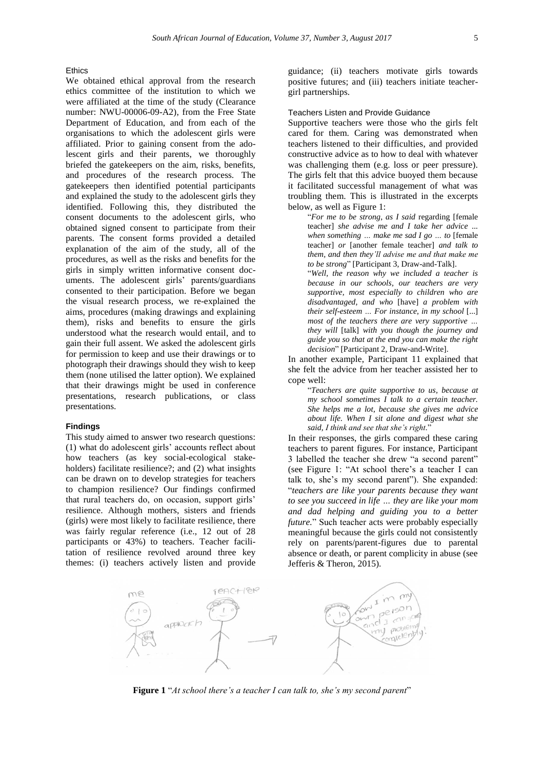#### Ethics

We obtained ethical approval from the research ethics committee of the institution to which we were affiliated at the time of the study (Clearance number: NWU-00006-09-A2), from the Free State Department of Education, and from each of the organisations to which the adolescent girls were affiliated. Prior to gaining consent from the adolescent girls and their parents, we thoroughly briefed the gatekeepers on the aim, risks, benefits, and procedures of the research process. The gatekeepers then identified potential participants and explained the study to the adolescent girls they identified. Following this, they distributed the consent documents to the adolescent girls, who obtained signed consent to participate from their parents. The consent forms provided a detailed explanation of the aim of the study, all of the procedures, as well as the risks and benefits for the girls in simply written informative consent documents. The adolescent girls' parents/guardians consented to their participation. Before we began the visual research process, we re-explained the aims, procedures (making drawings and explaining them), risks and benefits to ensure the girls understood what the research would entail, and to gain their full assent. We asked the adolescent girls for permission to keep and use their drawings or to photograph their drawings should they wish to keep them (none utilised the latter option). We explained that their drawings might be used in conference presentations, research publications, or class presentations.

## Findings

This study aimed to answer two research questions: (1) what do adolescent girls' accounts reflect about how teachers (as key social-ecological stakeholders) facilitate resilience?; and (2) what insights can be drawn on to develop strategies for teachers to champion resilience? Our findings confirmed that rural teachers do, on occasion, support girls' resilience. Although mothers, sisters and friends (girls) were most likely to facilitate resilience, there was fairly regular reference (i.e., 12 out of 28 participants or 43%) to teachers. Teacher facilitation of resilience revolved around three key themes: (i) teachers actively listen and provide guidance; (ii) teachers motivate girls towards positive futures; and (iii) teachers initiate teacher-girl partnerships.

#### Teachers Listen and Provide Guidance

Supportive teachers were those who the girls felt cared for them. Caring was demonstrated when teachers listened to their difficulties, and provided constructive advice as to how to deal with whatever was challenging them (e.g. loss or peer pressure). The girls felt that this advice buoyed them because it facilitated successful management of what was troubling them. This is illustrated in the excerpts below, as well as Figure 1:

> "*For me to be strong, as I said* regarding [female teacher] *she advise me and I take her advice ... when something ... make me sad I go ... to* [female teacher] *or* [another female teacher] *and talk to them, and then they'll advise me and that make me to be strong*" [Participant 3, Draw-and-Talk].

> "*Well, the reason why we included a teacher is because in our schools, our teachers are very supportive, most especially to children who are disadvantaged, and who* [have] *a problem with their self-esteem ... For instance, in my school* [...] *most of the teachers there are very supportive ... they will* [talk] *with you though the journey and guide you so that at the end you can make the right decision*" [Participant 2, Draw-and-Write].

In another example, Participant 11 explained that she felt the advice from her teacher assisted her to cope well:

> "*Teachers are quite supportive to us, because at my school sometimes I talk to a certain teacher. She helps me a lot, because she gives me advice about life. When I sit alone and digest what she said, I think and see that she's right.*"

In their responses, the girls compared these caring teachers to parent figures. For instance, Participant 3 labelled the teacher she drew "a second parent" (see Figure 1: "At school there's a teacher I can talk to, she's my second parent"). She expanded: "*teachers are like your parents because they want to see you succeed in life ... they are like your mom and dad helping and guiding you to a better future*." Such teacher acts were probably especially meaningful because the girls could not consistently rely on parents/parent-figures due to parental absence or death, or parent complicity in abuse (see Jefferis & Theron, 2015).

**Figure 1** "*At school there's a teacher I can talk to, she's my second parent*"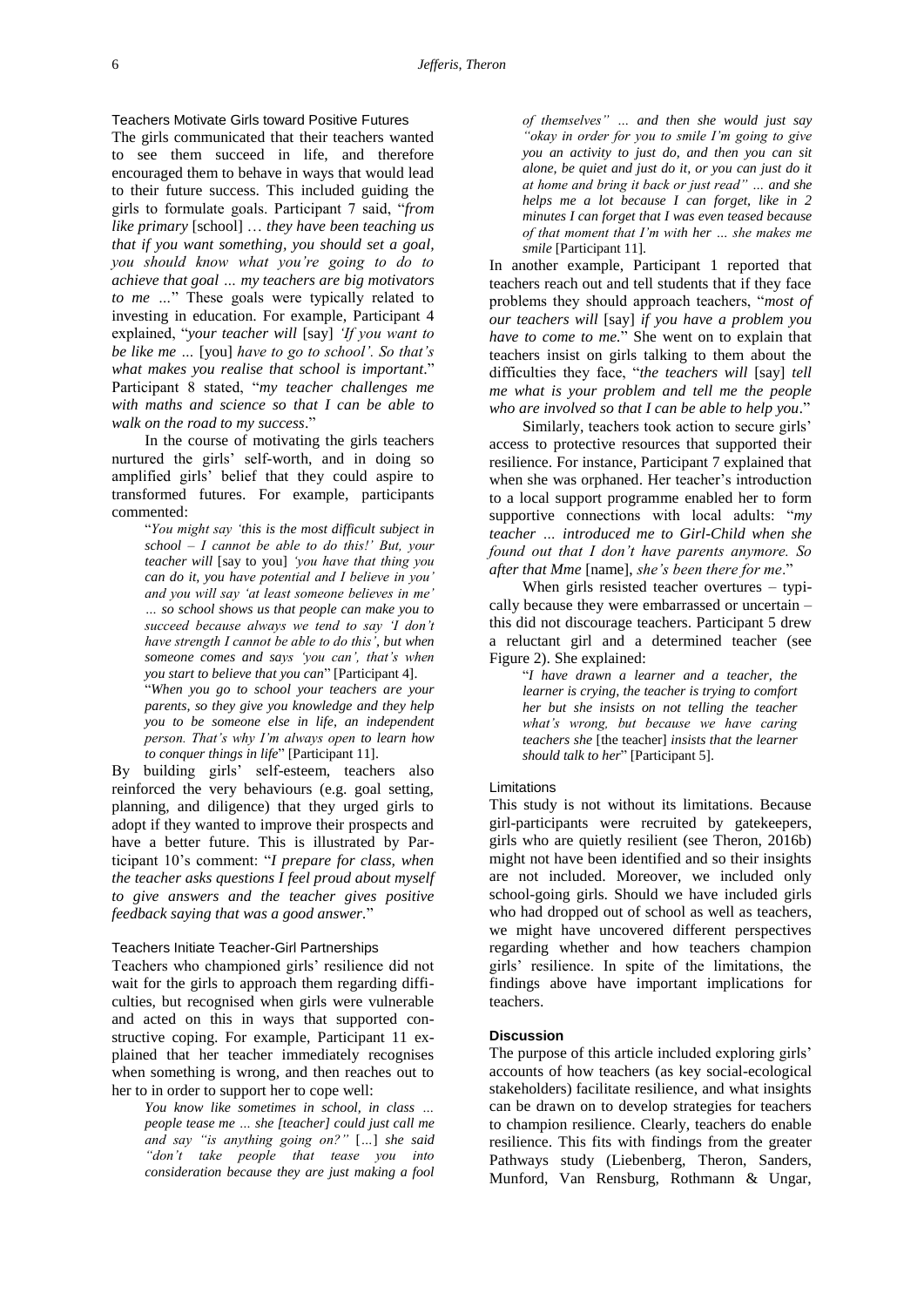### Teachers Motivate Girls toward Positive Futures

The girls communicated that their teachers wanted to see them succeed in life, and therefore encouraged them to behave in ways that would lead to their future success. This included guiding the girls to formulate goals. Participant 7 said, "*from like primary* [school] … *they have been teaching us that if you want something, you should set a goal, you should know what you're going to do to achieve that goal … my teachers are big motivators to me …*" These goals were typically related to investing in education. For example, Participant 4 explained, "*your teacher will* [say] *'If you want to be like me …* [you] *have to go to school'. So that's what makes you realise that school is important*." Participant 8 stated, "*my teacher challenges me with maths and science so that I can be able to walk on the road to my success*."

In the course of motivating the girls teachers nurtured the girls' self-worth, and in doing so amplified girls' belief that they could aspire to transformed futures. For example, participants commented:

> "*You might say 'this is the most difficult subject in school – I cannot be able to do this!' But, your teacher will* [say to you] *'you have that thing you can do it, you have potential and I believe in you' and you will say 'at least someone believes in me' … so school shows us that people can make you to succeed because always we tend to say 'I don't have strength I cannot be able to do this', but when someone comes and says 'you can', that's when you start to believe that you can*" [Participant 4].
>
> "*When you go to school your teachers are your parents, so they give you knowledge and they help you to be someone else in life, an independent person. That's why I'm always open to learn how to conquer things in life*" [Participant 11].

By building girls' self-esteem, teachers also reinforced the very behaviours (e.g. goal setting, planning, and diligence) that they urged girls to adopt if they wanted to improve their prospects and have a better future. This is illustrated by Participant 10's comment: "*I prepare for class, when the teacher asks questions I feel proud about myself to give answers and the teacher gives positive feedback saying that was a good answer*."

### Teachers Initiate Teacher-Girl Partnerships

Teachers who championed girls' resilience did not wait for the girls to approach them regarding difficulties, but recognised when girls were vulnerable and acted on this in ways that supported constructive coping. For example, Participant 11 explained that her teacher immediately recognises when something is wrong, and then reaches out to her to in order to support her to cope well:

> *You know like sometimes in school, in class … people tease me … she [teacher] could just call me and say "is anything going on?"* […] *she said "don't take people that tease you into consideration because they are just making a fool of themselves" … and then she would just say "okay in order for you to smile I'm going to give you an activity to just do, and then you can sit alone, be quiet and just do it, or you can just do it at home and bring it back or just read" … and she helps me a lot because I can forget, like in 2 minutes I can forget that I was even teased because of that moment that I'm with her … she makes me smile* [Participant 11].

In another example, Participant 1 reported that teachers reach out and tell students that if they face problems they should approach teachers, "*most of our teachers will* [say] *if you have a problem you have to come to me*." She went on to explain that teachers insist on girls talking to them about the difficulties they face, "*the teachers will* [say] *tell me what is your problem and tell me the people who are involved so that I can be able to help you*."

Similarly, teachers took action to secure girls' access to protective resources that supported their resilience. For instance, Participant 7 explained that when she was orphaned. Her teacher's introduction to a local support programme enabled her to form supportive connections with local adults: "*my teacher … introduced me to Girl-Child when she found out that I don't have parents anymore. So after that Mme* [name], *she's been there for me*."

When girls resisted teacher overtures – typically because they were embarrassed or uncertain – this did not discourage teachers. Participant 5 drew a reluctant girl and a determined teacher (see Figure 2). She explained:

> "*I have drawn a learner and a teacher, the learner is crying, the teacher is trying to comfort her but she insists on not telling the teacher what's wrong, but because we have caring teachers she* [the teacher] *insists that the learner should talk to her*" [Participant 5].

### Limitations

This study is not without its limitations. Because girl-participants were recruited by gatekeepers, girls who are quietly resilient (see Theron, 2016b) might not have been identified and so their insights are not included. Moreover, we included only school-going girls. Should we have included girls who had dropped out of school as well as teachers, we might have uncovered different perspectives regarding whether and how teachers champion girls' resilience. In spite of the limitations, the findings above have important implications for teachers.

## Discussion

The purpose of this article included exploring girls' accounts of how teachers (as key social-ecological stakeholders) facilitate resilience, and what insights can be drawn on to develop strategies for teachers to champion resilience. Clearly, teachers do enable resilience. This fits with findings from the greater Pathways study (Liebenberg, Theron, Sanders, Munford, Van Rensburg, Rothmann & Ungar,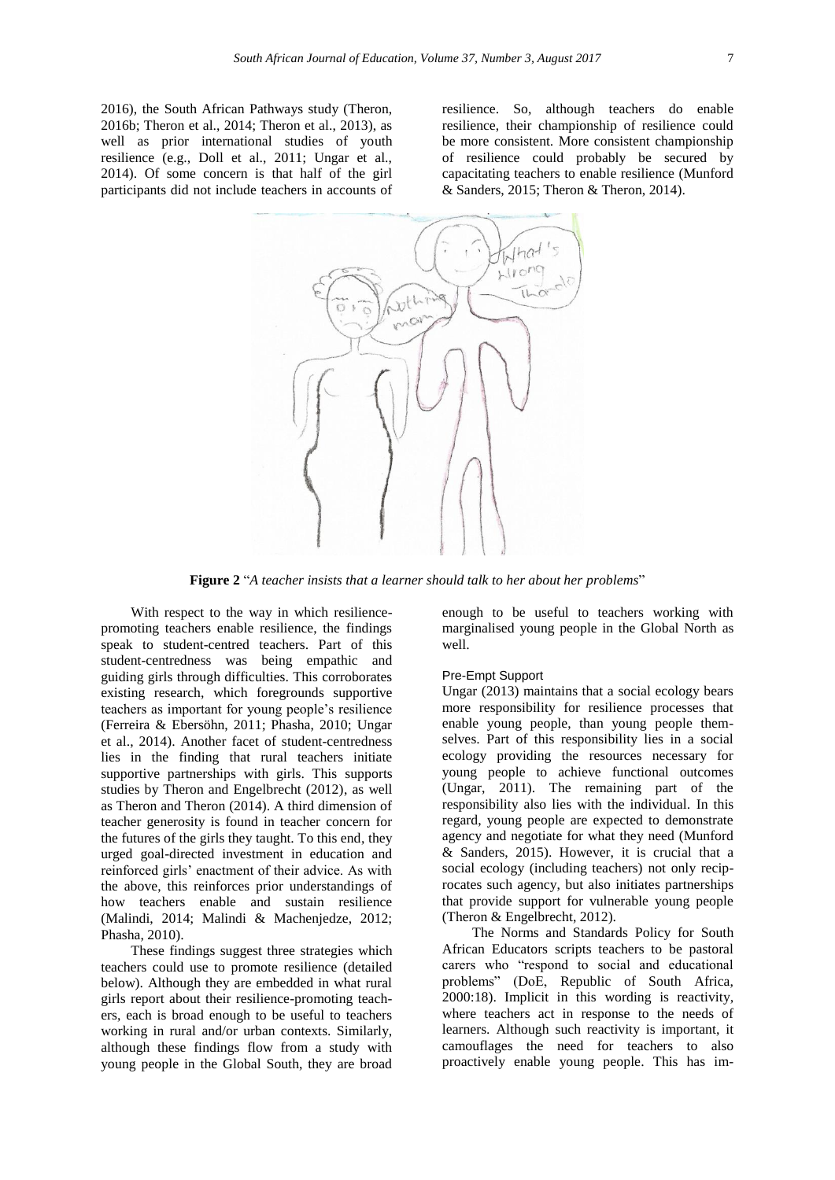2016), the South African Pathways study (Theron, 2016b; Theron et al., 2014; Theron et al., 2013), as well as prior international studies of youth resilience (e.g., Doll et al., 2011; Ungar et al., 2014). Of some concern is that half of the girl participants did not include teachers in accounts of resilience. So, although teachers do enable resilience, their championship of resilience could be more consistent. More consistent championship of resilience could probably be secured by capacitating teachers to enable resilience (Munford & Sanders, 2015; Theron & Theron, 2014).

**Figure 2** "*A teacher insists that a learner should talk to her about her problems*"

With respect to the way in which resilience-promoting teachers enable resilience, the findings speak to student-centred teachers. Part of this student-centredness was being empathic and guiding girls through difficulties. This corroborates existing research, which foregrounds supportive teachers as important for young people's resilience (Ferreira & Ebersöhn, 2011; Phasha, 2010; Ungar et al., 2014). Another facet of student-centredness lies in the finding that rural teachers initiate supportive partnerships with girls. This supports studies by Theron and Engelbrecht (2012), as well as Theron and Theron (2014). A third dimension of teacher generosity is found in teacher concern for the futures of the girls they taught. To this end, they urged goal-directed investment in education and reinforced girls' enactment of their advice. As with the above, this reinforces prior understandings of how teachers enable and sustain resilience (Malindi, 2014; Malindi & Machenjedze, 2012; Phasha, 2010).

These findings suggest three strategies which teachers could use to promote resilience (detailed below). Although they are embedded in what rural girls report about their resilience-promoting teachers, each is broad enough to be useful to teachers working in rural and/or urban contexts. Similarly, although these findings flow from a study with young people in the Global South, they are broad enough to be useful to teachers working with marginalised young people in the Global North as well.

#### Pre-Empt Support

Ungar (2013) maintains that a social ecology bears more responsibility for resilience processes that enable young people, than young people themselves. Part of this responsibility lies in a social ecology providing the resources necessary for young people to achieve functional outcomes (Ungar, 2011). The remaining part of the responsibility also lies with the individual. In this regard, young people are expected to demonstrate agency and negotiate for what they need (Munford & Sanders, 2015). However, it is crucial that a social ecology (including teachers) not only reciprocates such agency, but also initiates partnerships that provide support for vulnerable young people (Theron & Engelbrecht, 2012).

The Norms and Standards Policy for South African Educators scripts teachers to be pastoral carers who "respond to social and educational problems" (DoE, Republic of South Africa, 2000:18). Implicit in this wording is reactivity, where teachers act in response to the needs of learners. Although such reactivity is important, it camouflages the need for teachers to also proactively enable young people. This has im-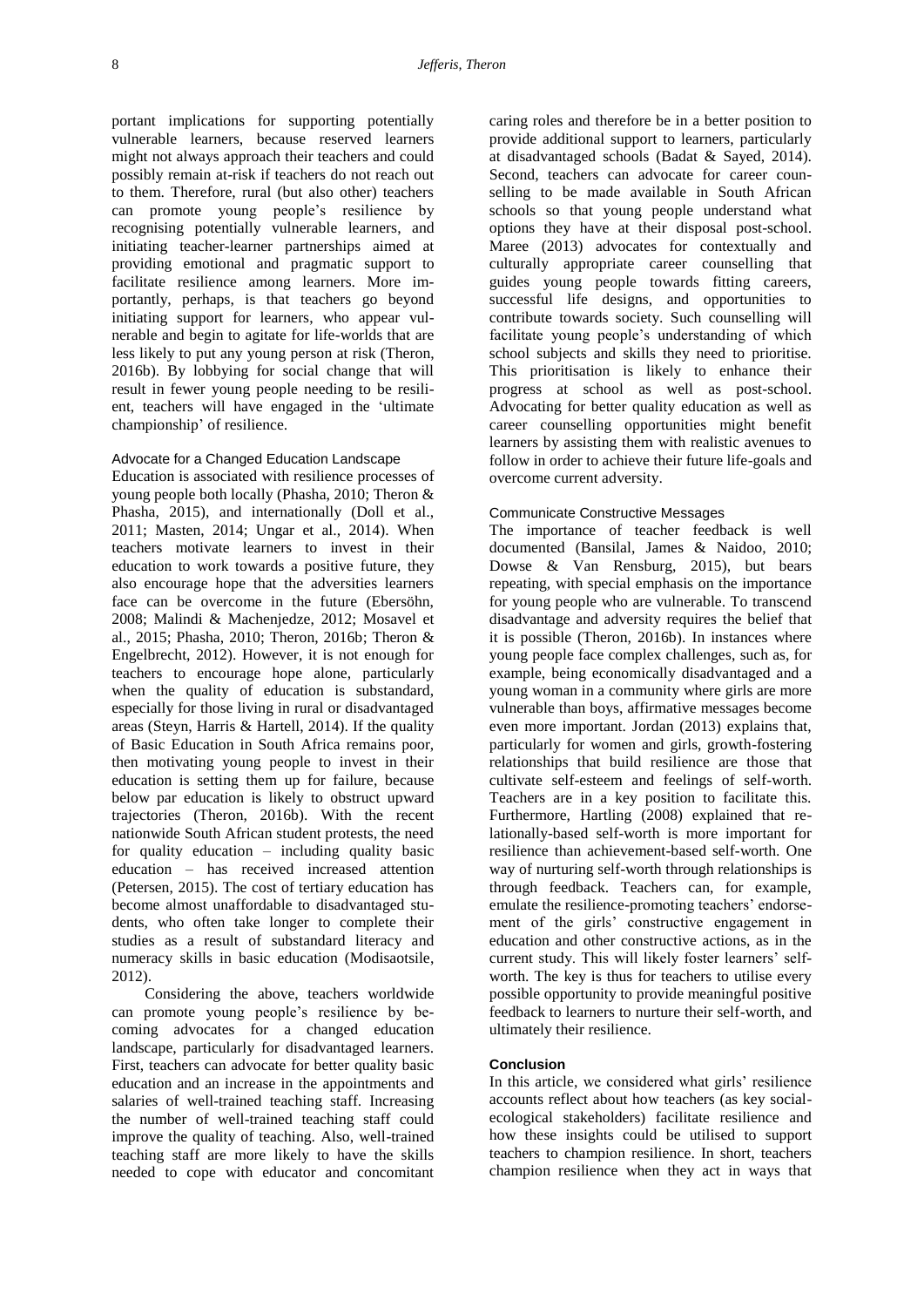portant implications for supporting potentially vulnerable learners, because reserved learners might not always approach their teachers and could possibly remain at-risk if teachers do not reach out to them. Therefore, rural (but also other) teachers can promote young people's resilience by recognising potentially vulnerable learners, and initiating teacher-learner partnerships aimed at providing emotional and pragmatic support to facilitate resilience among learners. More importantly, perhaps, is that teachers go beyond initiating support for learners, who appear vulnerable and begin to agitate for life-worlds that are less likely to put any young person at risk (Theron, 2016b). By lobbying for social change that will result in fewer young people needing to be resilient, teachers will have engaged in the 'ultimate championship' of resilience.

### Advocate for a Changed Education Landscape

Education is associated with resilience processes of young people both locally (Phasha, 2010; Theron & Phasha, 2015), and internationally (Doll et al., 2011; Masten, 2014; Ungar et al., 2014). When teachers motivate learners to invest in their education to work towards a positive future, they also encourage hope that the adversities learners face can be overcome in the future (Ebersöhn, 2008; Malindi & Machenjedze, 2012; Mosavel et al., 2015; Phasha, 2010; Theron, 2016b; Theron & Engelbrecht, 2012). However, it is not enough for teachers to encourage hope alone, particularly when the quality of education is substandard, especially for those living in rural or disadvantaged areas (Steyn, Harris & Hartell, 2014). If the quality of Basic Education in South Africa remains poor, then motivating young people to invest in their education is setting them up for failure, because below par education is likely to obstruct upward trajectories (Theron, 2016b). With the recent nationwide South African student protests, the need for quality education – including quality basic education – has received increased attention (Petersen, 2015). The cost of tertiary education has become almost unaffordable to disadvantaged students, who often take longer to complete their studies as a result of substandard literacy and numeracy skills in basic education (Modisaotsile, 2012).

Considering the above, teachers worldwide can promote young people's resilience by becoming advocates for a changed education landscape, particularly for disadvantaged learners. First, teachers can advocate for better quality basic education and an increase in the appointments and salaries of well-trained teaching staff. Increasing the number of well-trained teaching staff could improve the quality of teaching. Also, well-trained teaching staff are more likely to have the skills needed to cope with educator and concomitant caring roles and therefore be in a better position to provide additional support to learners, particularly at disadvantaged schools (Badat & Sayed, 2014). Second, teachers can advocate for career counselling to be made available in South African schools so that young people understand what options they have at their disposal post-school. Maree (2013) advocates for contextually and culturally appropriate career counselling that guides young people towards fitting careers, successful life designs, and opportunities to contribute towards society. Such counselling will facilitate young people's understanding of which school subjects and skills they need to prioritise. This prioritisation is likely to enhance their progress at school as well as post-school. Advocating for better quality education as well as career counselling opportunities might benefit learners by assisting them with realistic avenues to follow in order to achieve their future life-goals and overcome current adversity.

### Communicate Constructive Messages

The importance of teacher feedback is well documented (Bansilal, James & Naidoo, 2010; Dowse & Van Rensburg, 2015), but bears repeating, with special emphasis on the importance for young people who are vulnerable. To transcend disadvantage and adversity requires the belief that it is possible (Theron, 2016b). In instances where young people face complex challenges, such as, for example, being economically disadvantaged and a young woman in a community where girls are more vulnerable than boys, affirmative messages become even more important. Jordan (2013) explains that, particularly for women and girls, growth-fostering relationships that build resilience are those that cultivate self-esteem and feelings of self-worth. Teachers are in a key position to facilitate this. Furthermore, Hartling (2008) explained that relationally-based self-worth is more important for resilience than achievement-based self-worth. One way of nurturing self-worth through relationships is through feedback. Teachers can, for example, emulate the resilience-promoting teachers' endorsement of the girls' constructive engagement in education and other constructive actions, as in the current study. This will likely foster learners' self-worth. The key is thus for teachers to utilise every possible opportunity to provide meaningful positive feedback to learners to nurture their self-worth, and ultimately their resilience.

## Conclusion

In this article, we considered what girls' resilience accounts reflect about how teachers (as key social-ecological stakeholders) facilitate resilience and how these insights could be utilised to support teachers to champion resilience. In short, teachers champion resilience when they act in ways that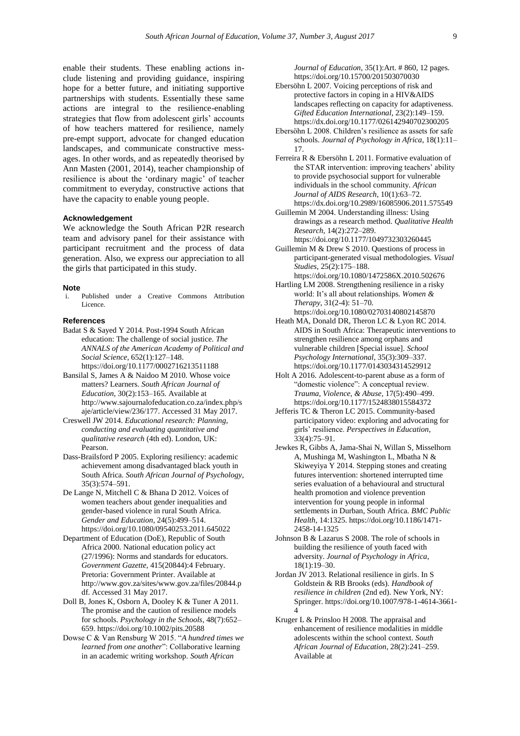enable their students. These enabling actions include listening and providing guidance, inspiring hope for a better future, and initiating supportive partnerships with students. Essentially these same actions are integral to the resilience-enabling strategies that flow from adolescent girls' accounts of how teachers mattered for resilience, namely pre-empt support, advocate for changed education landscapes, and communicate constructive messages. In other words, and as repeatedly theorised by Ann Masten (2001, 2014), teacher championship of resilience is about the 'ordinary magic' of teacher commitment to everyday, constructive actions that have the capacity to enable young people.

## Acknowledgement

We acknowledge the South African P2R research team and advisory panel for their assistance with participant recruitment and the process of data generation. Also, we express our appreciation to all the girls that participated in this study.

## Note

i. Published under a Creative Commons Attribution Licence.

## References

Badat S & Sayed Y 2014. Post-1994 South African education: The challenge of social justice. *The ANNALS of the American Academy of Political and Social Science*, 652(1):127–148. https://doi.org/10.1177/0002716213511188

Bansilal S, James A & Naidoo M 2010. Whose voice matters? Learners. *South African Journal of Education*, 30(2):153–165. Available at http://www.sajournalofeducation.co.za/index.php/saje/article/view/236/177. Accessed 31 May 2017.

Creswell JW 2014. *Educational research: Planning, conducting and evaluating quantitative and qualitative research* (4th ed). London, UK: Pearson.

Dass-Brailsford P 2005. Exploring resiliency: academic achievement among disadvantaged black youth in South Africa. *South African Journal of Psychology*, 35(3):574–591.

De Lange N, Mitchell C & Bhana D 2012. Voices of women teachers about gender inequalities and gender-based violence in rural South Africa. *Gender and Education*, 24(5):499–514. https://doi.org/10.1080/09540253.2011.645022

Department of Education (DoE), Republic of South Africa 2000. National education policy act (27/1996): Norms and standards for educators. *Government Gazette*, 415(20844):4 February. Pretoria: Government Printer. Available at http://www.gov.za/sites/www.gov.za/files/20844.pdf. Accessed 31 May 2017.

Doll B, Jones K, Osborn A, Dooley K & Tuner A 2011. The promise and the caution of resilience models for schools. *Psychology in the Schools*, 48(7):652–659. https://doi.org/10.1002/pits.20588

Dowse C & Van Rensburg W 2015. "*A hundred times we learned from one another*": Collaborative learning in an academic writing workshop. *South African Journal of Education*, 35(1):Art. # 860, 12 pages. https://doi.org/10.15700/201503070030

Ebersöhn L 2007. Voicing perceptions of risk and protective factors in coping in a HIV&AIDS landscapes reflecting on capacity for adaptiveness. *Gifted Education International*, 23(2):149–159. https://dx.doi.org/10.1177/026142940702300205

Ebersöhn L 2008. Children's resilience as assets for safe schools. *Journal of Psychology in Africa*, 18(1):11–17.

Ferreira R & Ebersöhn L 2011. Formative evaluation of the STAR intervention: improving teachers' ability to provide psychosocial support for vulnerable individuals in the school community. *African Journal of AIDS Research*, 10(1):63–72. https://dx.doi.org/10.2989/16085906.2011.575549

Guillemin M 2004. Understanding illness: Using drawings as a research method. *Qualitative Health Research*, 14(2):272–289. https://doi.org/10.1177/1049732303260445

Guillemin M & Drew S 2010. Questions of process in participant-generated visual methodologies. *Visual Studies*, 25(2):175–188. https://doi.org/10.1080/1472586X.2010.502676

Hartling LM 2008. Strengthening resilience in a risky world: It's all about relationships. *Women & Therapy*, 31(2-4): 51–70. https://doi.org/10.1080/02703140802145870

Heath MA, Donald DR, Theron LC & Lyon RC 2014. AIDS in South Africa: Therapeutic interventions to strengthen resilience among orphans and vulnerable children [Special issue]. *School Psychology International*, 35(3):309–337. https://doi.org/10.1177/0143034314529912

Holt A 2016. Adolescent-to-parent abuse as a form of "domestic violence": A conceptual review. *Trauma, Violence, & Abuse*, 17(5):490–499. https://doi.org/10.1177/1524838015584372

Jefferis TC & Theron LC 2015. Community-based participatory video: exploring and advocating for girls' resilience. *Perspectives in Education*, 33(4):75–91.

Jewkes R, Gibbs A, Jama-Shai N, Willan S, Misselhorn A, Mushinga M, Washington L, Mbatha N & Skiweyiya Y 2014. Stepping stones and creating futures intervention: shortened interrupted time series evaluation of a behavioural and structural health promotion and violence prevention intervention for young people in informal settlements in Durban, South Africa. *BMC Public Health*, 14:1325. https://doi.org/10.1186/1471-2458-14-1325

Johnson B & Lazarus S 2008. The role of schools in building the resilience of youth faced with adversity. *Journal of Psychology in Africa*, 18(1):19–30.

Jordan JV 2013. Relational resilience in girls. In S Goldstein & RB Brooks (eds). *Handbook of resilience in children* (2nd ed). New York, NY: Springer. https://doi.org/10.1007/978-1-4614-3661-4

Kruger L & Prinsloo H 2008. The appraisal and enhancement of resilience modalities in middle adolescents within the school context. *South African Journal of Education*, 28(2):241–259. Available at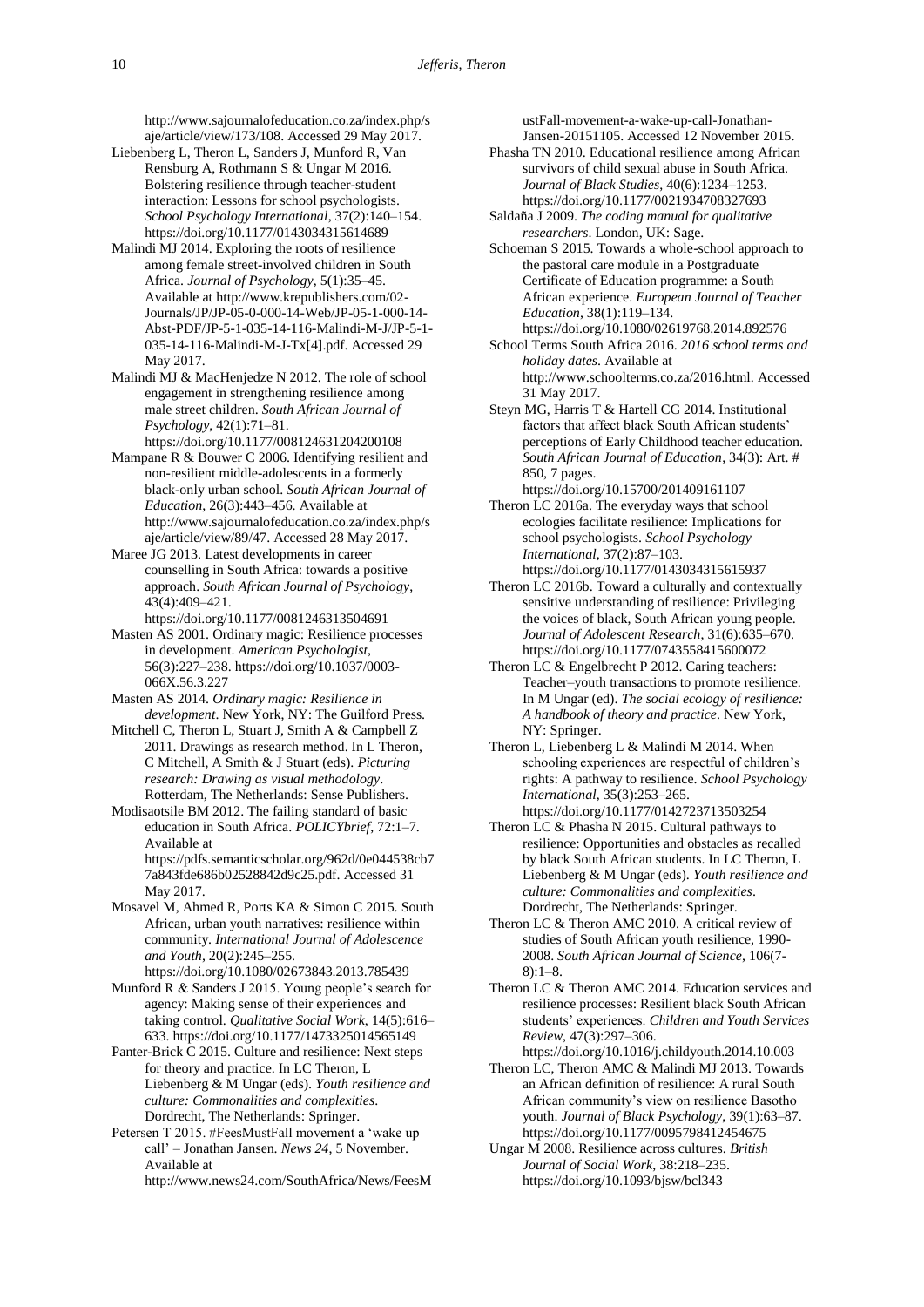http://www.sajournalofeducation.co.za/index.php/saje/article/view/173/108. Accessed 29 May 2017.

Liebenberg L, Theron L, Sanders J, Munford R, Van Rensburg A, Rothmann S & Ungar M 2016. Bolstering resilience through teacher-student interaction: Lessons for school psychologists. *School Psychology International*, 37(2):140–154. https://doi.org/10.1177/0143034315614689

Malindi MJ 2014. Exploring the roots of resilience among female street-involved children in South Africa. *Journal of Psychology*, 5(1):35–45. Available at http://www.krepublishers.com/02-Journals/JP/JP-05-0-000-14-Web/JP-05-1-000-14-Abst-PDF/JP-5-1-035-14-116-Malindi-M-J/JP-5-1-035-14-116-Malindi-M-J-Tx[4].pdf. Accessed 29 May 2017.

Malindi MJ & MacHenjedze N 2012. The role of school engagement in strengthening resilience among male street children. *South African Journal of Psychology*, 42(1):71–81. https://doi.org/10.1177/008124631204200108

Mampane R & Bouwer C 2006. Identifying resilient and non-resilient middle-adolescents in a formerly black-only urban school. *South African Journal of Education*, 26(3):443–456. Available at http://www.sajournalofeducation.co.za/index.php/saje/article/view/89/47. Accessed 28 May 2017.

Maree JG 2013. Latest developments in career counselling in South Africa: towards a positive approach. *South African Journal of Psychology*, 43(4):409–421. https://doi.org/10.1177/0081246313504691

Masten AS 2001. Ordinary magic: Resilience processes in development. *American Psychologist*, 56(3):227–238. https://doi.org/10.1037/0003-066X.56.3.227

Masten AS 2014. *Ordinary magic: Resilience in development*. New York, NY: The Guilford Press.

Mitchell C, Theron L, Stuart J, Smith A & Campbell Z 2011. Drawings as research method. In L Theron, C Mitchell, A Smith & J Stuart (eds). *Picturing research: Drawing as visual methodology*. Rotterdam, The Netherlands: Sense Publishers.

Modisaotsile BM 2012. The failing standard of basic education in South Africa. *POLICYbrief*, 72:1–7. Available at https://pdfs.semanticscholar.org/962d/0e044538cb77a843fde686b02528842d9c25.pdf. Accessed 31 May 2017.

Mosavel M, Ahmed R, Ports KA & Simon C 2015. South African, urban youth narratives: resilience within community. *International Journal of Adolescence and Youth*, 20(2):245–255. https://doi.org/10.1080/02673843.2013.785439

Munford R & Sanders J 2015. Young people's search for agency: Making sense of their experiences and taking control. *Qualitative Social Work*, 14(5):616–633. https://doi.org/10.1177/1473325014565149

Panter-Brick C 2015. Culture and resilience: Next steps for theory and practice. In LC Theron, L Liebenberg & M Ungar (eds). *Youth resilience and culture: Commonalities and complexities*. Dordrecht, The Netherlands: Springer.

Petersen T 2015. #FeesMustFall movement a 'wake up call' – Jonathan Jansen. *News 24*, 5 November. Available at http://www.news24.com/SouthAfrica/News/FeesMustFall-movement-a-wake-up-call-Jonathan-Jansen-20151105. Accessed 12 November 2015.

Phasha TN 2010. Educational resilience among African survivors of child sexual abuse in South Africa. *Journal of Black Studies*, 40(6):1234–1253. https://doi.org/10.1177/0021934708327693

Saldaña J 2009. *The coding manual for qualitative researchers*. London, UK: Sage.

Schoeman S 2015. Towards a whole-school approach to the pastoral care module in a Postgraduate Certificate of Education programme: a South African experience. *European Journal of Teacher Education*, 38(1):119–134. https://doi.org/10.1080/02619768.2014.892576

School Terms South Africa 2016. *2016 school terms and holiday dates*. Available at http://www.schoolterms.co.za/2016.html. Accessed 31 May 2017.

Steyn MG, Harris T & Hartell CG 2014. Institutional factors that affect black South African students' perceptions of Early Childhood teacher education. *South African Journal of Education*, 34(3): Art. # 850, 7 pages. https://doi.org/10.15700/201409161107

Theron LC 2016a. The everyday ways that school ecologies facilitate resilience: Implications for school psychologists. *School Psychology International*, 37(2):87–103. https://doi.org/10.1177/0143034315615937

Theron LC 2016b. Toward a culturally and contextually sensitive understanding of resilience: Privileging the voices of black, South African young people. *Journal of Adolescent Research*, 31(6):635–670. https://doi.org/10.1177/0743558415600072

Theron LC & Engelbrecht P 2012. Caring teachers: Teacher–youth transactions to promote resilience. In M Ungar (ed). *The social ecology of resilience: A handbook of theory and practice*. New York, NY: Springer.

Theron L, Liebenberg L & Malindi M 2014. When schooling experiences are respectful of children's rights: A pathway to resilience. *School Psychology International*, 35(3):253–265. https://doi.org/10.1177/0142723713503254

Theron LC & Phasha N 2015. Cultural pathways to resilience: Opportunities and obstacles as recalled by black South African students. In LC Theron, L Liebenberg & M Ungar (eds). *Youth resilience and culture: Commonalities and complexities*. Dordrecht, The Netherlands: Springer.

Theron LC & Theron AMC 2010. A critical review of studies of South African youth resilience, 1990-2008. *South African Journal of Science*, 106(7-8):1–8.

Theron LC & Theron AMC 2014. Education services and resilience processes: Resilient black South African students' experiences. *Children and Youth Services Review*, 47(3):297–306. https://doi.org/10.1016/j.childyouth.2014.10.003

Theron LC, Theron AMC & Malindi MJ 2013. Towards an African definition of resilience: A rural South African community's view on resilience Basotho youth. *Journal of Black Psychology*, 39(1):63–87. https://doi.org/10.1177/0095798412454675

Ungar M 2008. Resilience across cultures. *British Journal of Social Work*, 38:218–235. https://doi.org/10.1093/bjsw/bcl343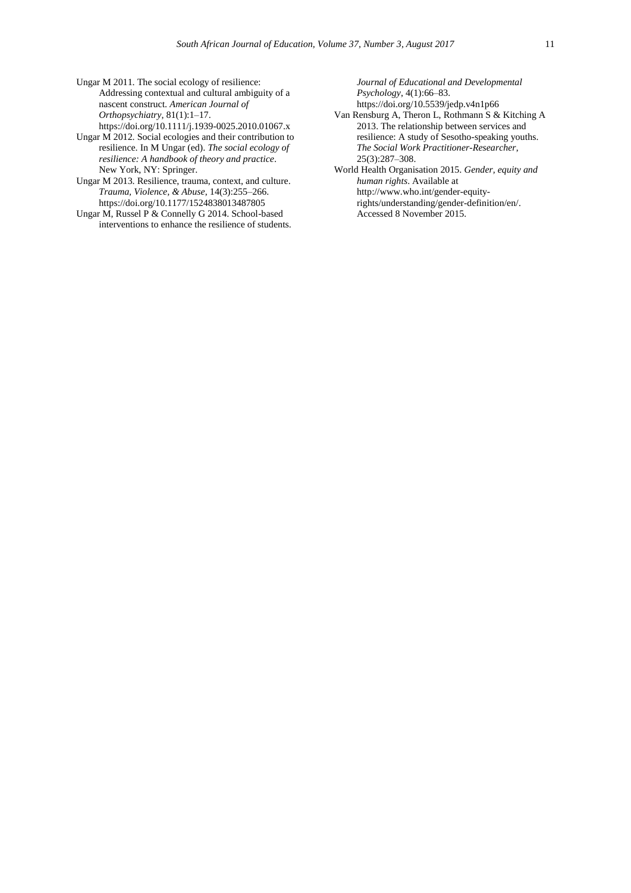Ungar M 2011. The social ecology of resilience: Addressing contextual and cultural ambiguity of a nascent construct. *American Journal of Orthopsychiatry*, 81(1):1–17. https://doi.org/10.1111/j.1939-0025.2010.01067.x

Ungar M 2012. Social ecologies and their contribution to resilience. In M Ungar (ed). *The social ecology of resilience: A handbook of theory and practice*. New York, NY: Springer.

Ungar M 2013. Resilience, trauma, context, and culture. *Trauma, Violence, & Abuse*, 14(3):255–266. https://doi.org/10.1177/1524838013487805

Ungar M, Russel P & Connelly G 2014. School-based interventions to enhance the resilience of students. *Journal of Educational and Developmental Psychology*, 4(1):66–83. https://doi.org/10.5539/jedp.v4n1p66

Van Rensburg A, Theron L, Rothmann S & Kitching A 2013. The relationship between services and resilience: A study of Sesotho-speaking youths. *The Social Work Practitioner-Researcher*, 25(3):287–308.

World Health Organisation 2015. *Gender, equity and human rights*. Available at http://www.who.int/gender-equity-rights/understanding/gender-definition/en/. Accessed 8 November 2015.